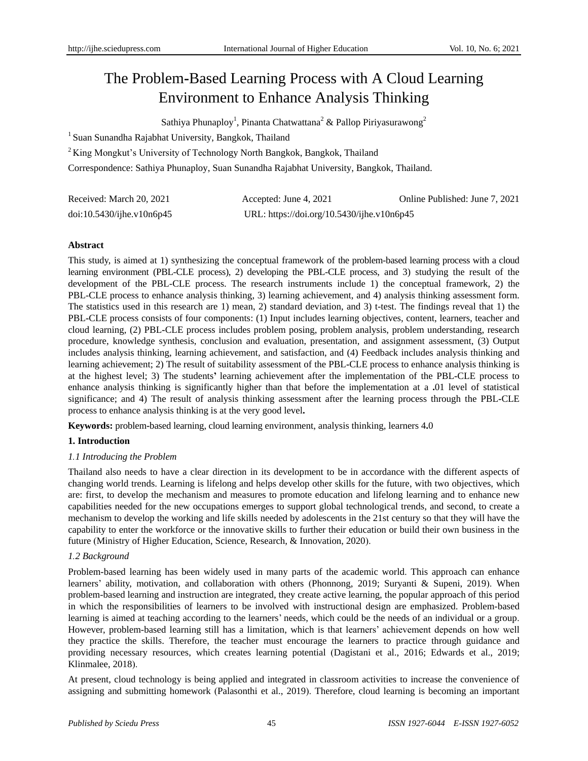# The Problem-Based Learning Process with A Cloud Learning Environment to Enhance Analysis Thinking

Sathiya Phunaploy[1], Pinanta Chatwattana[2] & Pallop Piriyasurawong[2]

[1] Suan Sunandha Rajabhat University, Bangkok, Thailand

[2] King Mongkut's University of Technology North Bangkok, Bangkok, Thailand

Correspondence: Sathiya Phunaploy, Suan Sunandha Rajabhat University, Bangkok, Thailand.

Received: March 20, 2021 Accepted: June 4, 2021 Online Published: June 7, 2021

doi:10.5430/ijhe.v10n6p45 URL: https://doi.org/10.5430/ijhe.v10n6p45

**Abstract**

This study, is aimed at 1) synthesizing the conceptual framework of the problem-based learning process with a cloud learning environment (PBL-CLE process), 2) developing the PBL-CLE process, and 3) studying the result of the development of the PBL-CLE process. The research instruments include 1) the conceptual framework, 2) the PBL-CLE process to enhance analysis thinking, 3) learning achievement, and 4) analysis thinking assessment form. The statistics used in this research are 1) mean, 2) standard deviation, and 3) t-test. The findings reveal that 1) the PBL-CLE process consists of four components: (1) Input includes learning objectives, content, learners, teacher and cloud learning, (2) PBL-CLE process includes problem posing, problem analysis, problem understanding, research procedure, knowledge synthesis, conclusion and evaluation, presentation, and assignment assessment, (3) Output includes analysis thinking, learning achievement, and satisfaction, and (4) Feedback includes analysis thinking and learning achievement; 2) The result of suitability assessment of the PBL-CLE process to enhance analysis thinking is at the highest level; 3) The students**'** learning achievement after the implementation of the PBL-CLE process to enhance analysis thinking is significantly higher than that before the implementation at a **.**01 level of statistical significance; and 4) The result of analysis thinking assessment after the learning process through the PBL-CLE process to enhance analysis thinking is at the very good level**.**

**Keywords:** problem-based learning, cloud learning environment, analysis thinking, learners 4**.**0

## 1. Introduction

### *1.1 Introducing the Problem*

Thailand also needs to have a clear direction in its development to be in accordance with the different aspects of changing world trends. Learning is lifelong and helps develop other skills for the future, with two objectives, which are: first, to develop the mechanism and measures to promote education and lifelong learning and to enhance new capabilities needed for the new occupations emerges to support global technological trends, and second, to create a mechanism to develop the working and life skills needed by adolescents in the 21st century so that they will have the capability to enter the workforce or the innovative skills to further their education or build their own business in the future (Ministry of Higher Education, Science, Research, & Innovation, 2020).

### *1.2 Background*

Problem-based learning has been widely used in many parts of the academic world. This approach can enhance learners' ability, motivation, and collaboration with others (Phonnong, 2019; Suryanti & Supeni, 2019). When problem-based learning and instruction are integrated, they create active learning, the popular approach of this period in which the responsibilities of learners to be involved with instructional design are emphasized. Problem-based learning is aimed at teaching according to the learners' needs, which could be the needs of an individual or a group. However, problem-based learning still has a limitation, which is that learners' achievement depends on how well they practice the skills. Therefore, the teacher must encourage the learners to practice through guidance and providing necessary resources, which creates learning potential (Dagistani et al., 2016; Edwards et al., 2019; Klinmalee, 2018).

At present, cloud technology is being applied and integrated in classroom activities to increase the convenience of assigning and submitting homework (Palasonthi et al., 2019). Therefore, cloud learning is becoming an important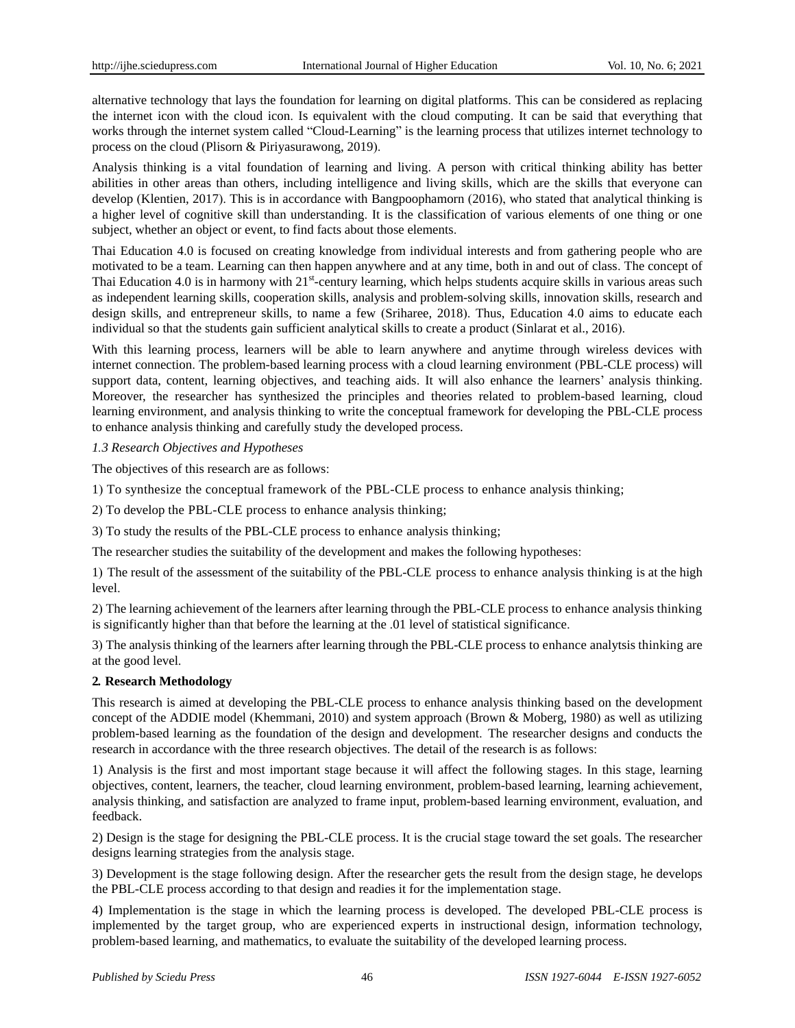alternative technology that lays the foundation for learning on digital platforms. This can be considered as replacing the internet icon with the cloud icon. Is equivalent with the cloud computing. It can be said that everything that works through the internet system called "Cloud-Learning" is the learning process that utilizes internet technology to process on the cloud (Plisorn & Piriyasurawong, 2019).

Analysis thinking is a vital foundation of learning and living. A person with critical thinking ability has better abilities in other areas than others, including intelligence and living skills, which are the skills that everyone can develop (Klentien, 2017). This is in accordance with Bangpoophamorn (2016), who stated that analytical thinking is a higher level of cognitive skill than understanding. It is the classification of various elements of one thing or one subject, whether an object or event, to find facts about those elements.

Thai Education 4.0 is focused on creating knowledge from individual interests and from gathering people who are motivated to be a team. Learning can then happen anywhere and at any time, both in and out of class. The concept of Thai Education 4.0 is in harmony with 21st-century learning, which helps students acquire skills in various areas such as independent learning skills, cooperation skills, analysis and problem-solving skills, innovation skills, research and design skills, and entrepreneur skills, to name a few (Sriharee, 2018). Thus, Education 4.0 aims to educate each individual so that the students gain sufficient analytical skills to create a product (Sinlarat et al., 2016).

With this learning process, learners will be able to learn anywhere and anytime through wireless devices with internet connection. The problem-based learning process with a cloud learning environment (PBL-CLE process) will support data, content, learning objectives, and teaching aids. It will also enhance the learners' analysis thinking. Moreover, the researcher has synthesized the principles and theories related to problem-based learning, cloud learning environment, and analysis thinking to write the conceptual framework for developing the PBL-CLE process to enhance analysis thinking and carefully study the developed process.

### *1.3 Research Objectives and Hypotheses*

The objectives of this research are as follows:

1) To synthesize the conceptual framework of the PBL-CLE process to enhance analysis thinking;

2) To develop the PBL-CLE process to enhance analysis thinking;

3) To study the results of the PBL-CLE process to enhance analysis thinking;

The researcher studies the suitability of the development and makes the following hypotheses:

1) The result of the assessment of the suitability of the PBL-CLE process to enhance analysis thinking is at the high level.

2) The learning achievement of the learners after learning through the PBL-CLE process to enhance analysis thinking is significantly higher than that before the learning at the .01 level of statistical significance.

3) The analysis thinking of the learners after learning through the PBL-CLE process to enhance analytsis thinking are at the good level.

## 2. Research Methodology

This research is aimed at developing the PBL-CLE process to enhance analysis thinking based on the development concept of the ADDIE model (Khemmani, 2010) and system approach (Brown & Moberg, 1980) as well as utilizing problem-based learning as the foundation of the design and development. The researcher designs and conducts the research in accordance with the three research objectives. The detail of the research is as follows:

1) Analysis is the first and most important stage because it will affect the following stages. In this stage, learning objectives, content, learners, the teacher, cloud learning environment, problem-based learning, learning achievement, analysis thinking, and satisfaction are analyzed to frame input, problem-based learning environment, evaluation, and feedback.

2) Design is the stage for designing the PBL-CLE process. It is the crucial stage toward the set goals. The researcher designs learning strategies from the analysis stage.

3) Development is the stage following design. After the researcher gets the result from the design stage, he develops the PBL-CLE process according to that design and readies it for the implementation stage.

4) Implementation is the stage in which the learning process is developed. The developed PBL-CLE process is implemented by the target group, who are experienced experts in instructional design, information technology, problem-based learning, and mathematics, to evaluate the suitability of the developed learning process.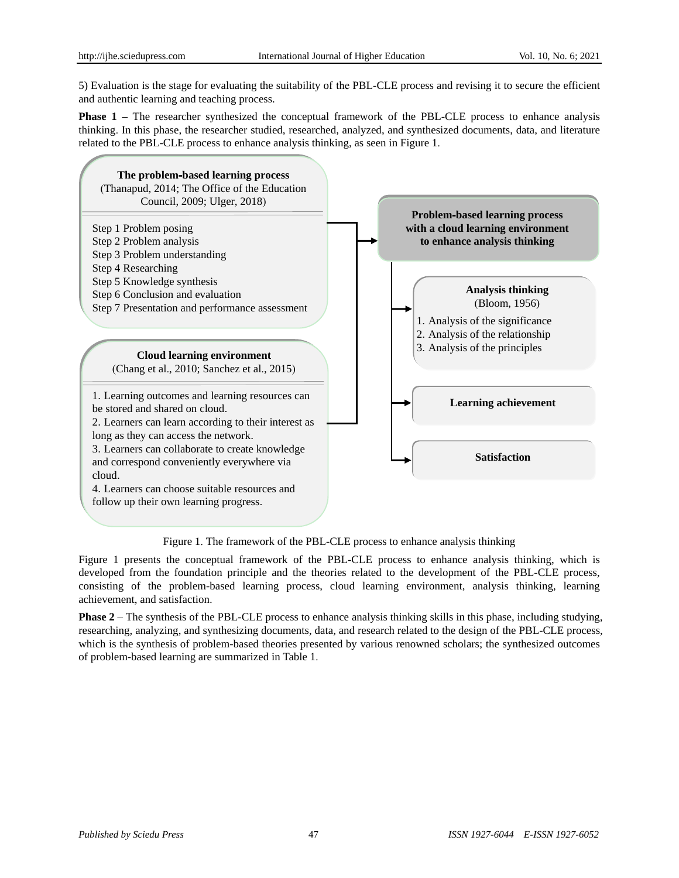5) Evaluation is the stage for evaluating the suitability of the PBL-CLE process and revising it to secure the efficient and authentic learning and teaching process.

**Phase 1 –** The researcher synthesized the conceptual framework of the PBL-CLE process to enhance analysis thinking. In this phase, the researcher studied, researched, analyzed, and synthesized documents, data, and literature related to the PBL-CLE process to enhance analysis thinking, as seen in Figure 1.

**The problem-based learning process**
(Thanapud, 2014; The Office of the Education Council, 2009; Ulger, 2018)

Step 1 Problem posing
Step 2 Problem analysis
Step 3 Problem understanding
Step 4 Researching
Step 5 Knowledge synthesis
Step 6 Conclusion and evaluation
Step 7 Presentation and performance assessment

**Cloud learning environment**
(Chang et al., 2010; Sanchez et al., 2015)

1. Learning outcomes and learning resources can be stored and shared on cloud.
2. Learners can learn according to their interest as long as they can access the network.
3. Learners can collaborate to create knowledge and correspond conveniently everywhere via cloud.
4. Learners can choose suitable resources and follow up their own learning progress.

**Problem-based learning process with a cloud learning environment to enhance analysis thinking**

**Analysis thinking**
(Bloom, 1956)

1. Analysis of the significance
2. Analysis of the relationship
3. Analysis of the principles

**Learning achievement**

**Satisfaction**

Figure 1. The framework of the PBL-CLE process to enhance analysis thinking

Figure 1 presents the conceptual framework of the PBL-CLE process to enhance analysis thinking, which is developed from the foundation principle and the theories related to the development of the PBL-CLE process, consisting of the problem-based learning process, cloud learning environment, analysis thinking, learning achievement, and satisfaction.

**Phase 2** – The synthesis of the PBL-CLE process to enhance analysis thinking skills in this phase, including studying, researching, analyzing, and synthesizing documents, data, and research related to the design of the PBL-CLE process, which is the synthesis of problem-based theories presented by various renowned scholars; the synthesized outcomes of problem-based learning are summarized in Table 1.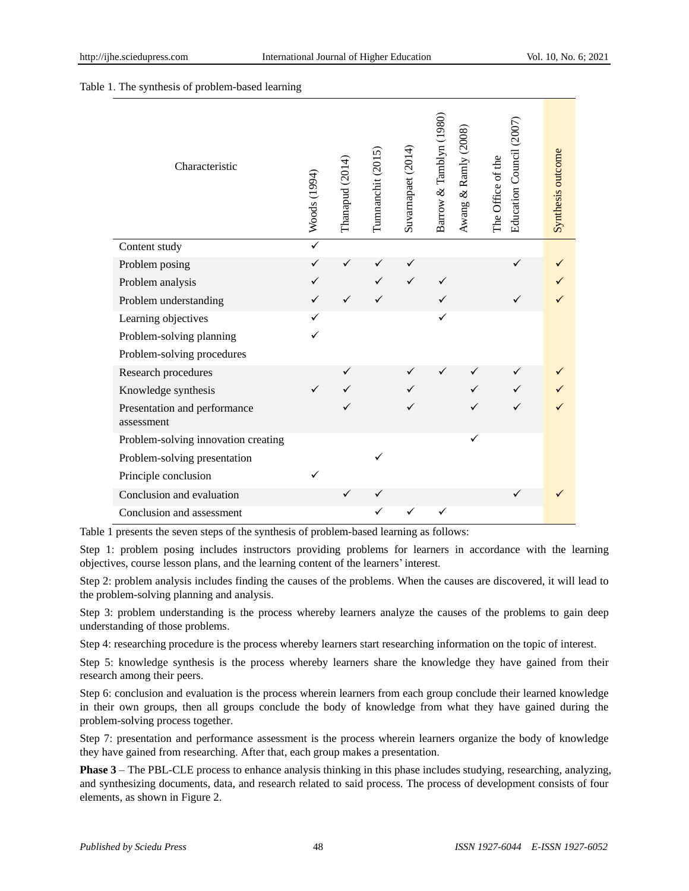Table 1. The synthesis of problem-based learning

| Characteristic | Woods (1994) | Thanapud (2014) | Tumnanchit (2015) | Suvarnapaet (2014) | Barrow & Tamblyn (1980) | Awang & Ramly (2008) | The Office of the Education Council (2007) | Synthesis outcome |
|---|---|---|---|---|---|---|---|---|
| Content study | ✓ | | | | | | | |
| Problem posing | ✓ | ✓ | ✓ | ✓ | | | ✓ | ✓ |
| Problem analysis | ✓ | | ✓ | ✓ | ✓ | | | ✓ |
| Problem understanding | ✓ | ✓ | ✓ | | ✓ | | ✓ | ✓ |
| Learning objectives | ✓ | | | | ✓ | | | |
| Problem-solving planning | ✓ | | | | | | | |
| Problem-solving procedures | | | | | | | | |
| Research procedures | | ✓ | | ✓ | ✓ | ✓ | ✓ | ✓ |
| Knowledge synthesis | ✓ | ✓ | | ✓ | | ✓ | ✓ | ✓ |
| Presentation and performance assessment | | ✓ | | ✓ | | ✓ | ✓ | ✓ |
| Problem-solving innovation creating | | | | | | ✓ | | |
| Problem-solving presentation | | | ✓ | | | | | |
| Principle conclusion | ✓ | | | | | | | |
| Conclusion and evaluation | | ✓ | ✓ | | | | ✓ | ✓ |
| Conclusion and assessment | | | ✓ | ✓ | ✓ | | | |

Table 1 presents the seven steps of the synthesis of problem-based learning as follows:

Step 1: problem posing includes instructors providing problems for learners in accordance with the learning objectives, course lesson plans, and the learning content of the learners' interest.

Step 2: problem analysis includes finding the causes of the problems. When the causes are discovered, it will lead to the problem-solving planning and analysis.

Step 3: problem understanding is the process whereby learners analyze the causes of the problems to gain deep understanding of those problems.

Step 4: researching procedure is the process whereby learners start researching information on the topic of interest.

Step 5: knowledge synthesis is the process whereby learners share the knowledge they have gained from their research among their peers.

Step 6: conclusion and evaluation is the process wherein learners from each group conclude their learned knowledge in their own groups, then all groups conclude the body of knowledge from what they have gained during the problem-solving process together.

Step 7: presentation and performance assessment is the process wherein learners organize the body of knowledge they have gained from researching. After that, each group makes a presentation.

**Phase 3** – The PBL-CLE process to enhance analysis thinking in this phase includes studying, researching, analyzing, and synthesizing documents, data, and research related to said process. The process of development consists of four elements, as shown in Figure 2.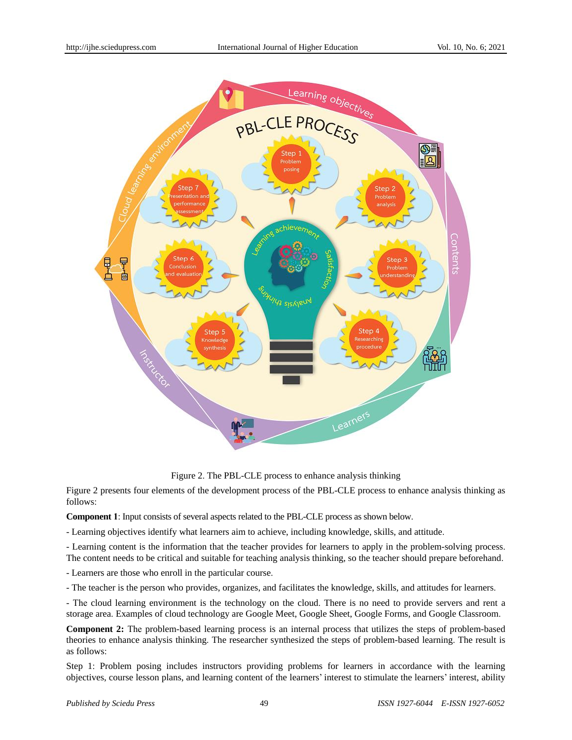Figure 2. The PBL-CLE process to enhance analysis thinking

Figure 2 presents four elements of the development process of the PBL-CLE process to enhance analysis thinking as follows:

**Component 1**: Input consists of several aspects related to the PBL-CLE process as shown below.

- Learning objectives identify what learners aim to achieve, including knowledge, skills, and attitude.

- Learning content is the information that the teacher provides for learners to apply in the problem-solving process. The content needs to be critical and suitable for teaching analysis thinking, so the teacher should prepare beforehand.

- Learners are those who enroll in the particular course.

- The teacher is the person who provides, organizes, and facilitates the knowledge, skills, and attitudes for learners.

- The cloud learning environment is the technology on the cloud. There is no need to provide servers and rent a storage area. Examples of cloud technology are Google Meet, Google Sheet, Google Forms, and Google Classroom.

**Component 2:** The problem-based learning process is an internal process that utilizes the steps of problem-based theories to enhance analysis thinking. The researcher synthesized the steps of problem-based learning. The result is as follows:

Step 1: Problem posing includes instructors providing problems for learners in accordance with the learning objectives, course lesson plans, and learning content of the learners' interest to stimulate the learners' interest, ability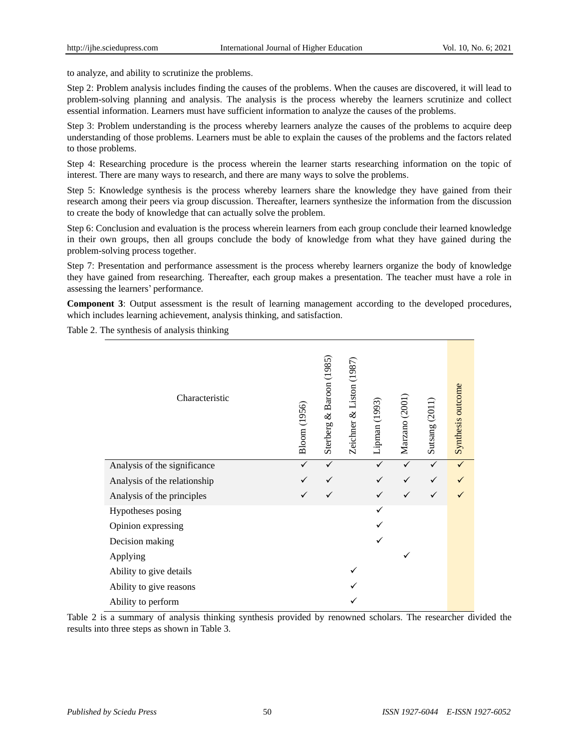to analyze, and ability to scrutinize the problems.

Step 2: Problem analysis includes finding the causes of the problems. When the causes are discovered, it will lead to problem-solving planning and analysis. The analysis is the process whereby the learners scrutinize and collect essential information. Learners must have sufficient information to analyze the causes of the problems.

Step 3: Problem understanding is the process whereby learners analyze the causes of the problems to acquire deep understanding of those problems. Learners must be able to explain the causes of the problems and the factors related to those problems.

Step 4: Researching procedure is the process wherein the learner starts researching information on the topic of interest. There are many ways to research, and there are many ways to solve the problems.

Step 5: Knowledge synthesis is the process whereby learners share the knowledge they have gained from their research among their peers via group discussion. Thereafter, learners synthesize the information from the discussion to create the body of knowledge that can actually solve the problem.

Step 6: Conclusion and evaluation is the process wherein learners from each group conclude their learned knowledge in their own groups, then all groups conclude the body of knowledge from what they have gained during the problem-solving process together.

Step 7: Presentation and performance assessment is the process whereby learners organize the body of knowledge they have gained from researching. Thereafter, each group makes a presentation. The teacher must have a role in assessing the learners' performance.

**Component 3**: Output assessment is the result of learning management according to the developed procedures, which includes learning achievement, analysis thinking, and satisfaction.

Table 2. The synthesis of analysis thinking

| Characteristic | Bloom (1956) | Sterberg & Baroon (1985) | Zeichner & Liston (1987) | Lipman (1993) | Marzano (2001) | Sutsang (2011) | Synthesis outcome |
|---|---|---|---|---|---|---|---|
| Analysis of the significance | ✓ | ✓ | | ✓ | ✓ | ✓ | ✓ |
| Analysis of the relationship | ✓ | ✓ | | ✓ | ✓ | ✓ | ✓ |
| Analysis of the principles | ✓ | ✓ | | ✓ | ✓ | ✓ | ✓ |
| Hypotheses posing | | | | ✓ | | | |
| Opinion expressing | | | | ✓ | | | |
| Decision making | | | | ✓ | | | |
| Applying | | | | | ✓ | | |
| Ability to give details | | | ✓ | | | | |
| Ability to give reasons | | | ✓ | | | | |
| Ability to perform | | | ✓ | | | | |

Table 2 is a summary of analysis thinking synthesis provided by renowned scholars. The researcher divided the results into three steps as shown in Table 3.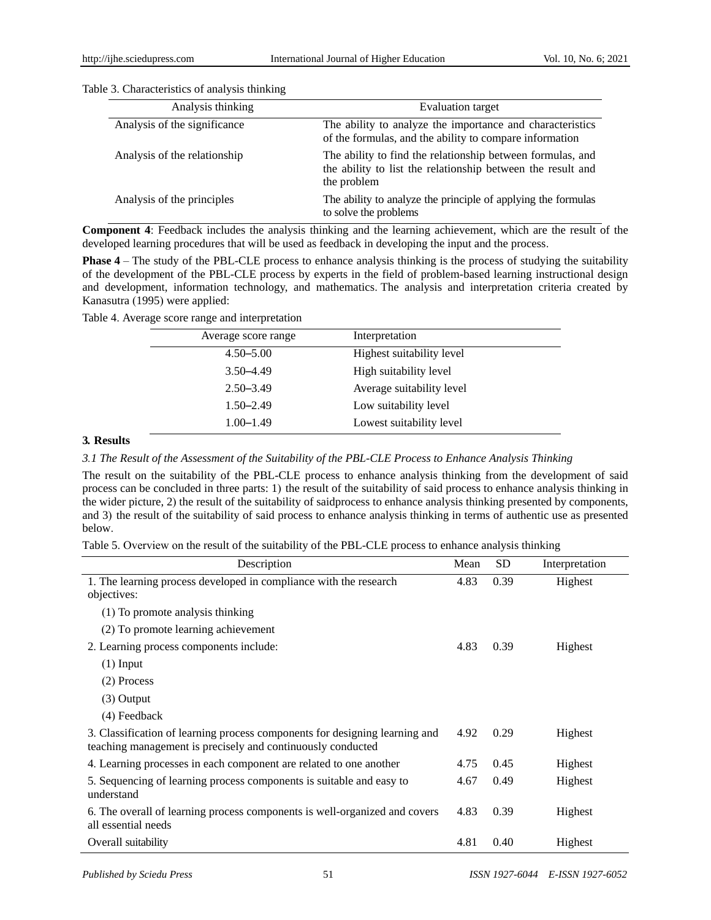Table 3. Characteristics of analysis thinking

| Analysis thinking | Evaluation target |
| --- | --- |
| Analysis of the significance | The ability to analyze the importance and characteristics of the formulas, and the ability to compare information |
| Analysis of the relationship | The ability to find the relationship between formulas, and the ability to list the relationship between the result and the problem |
| Analysis of the principles | The ability to analyze the principle of applying the formulas to solve the problems |

**Component 4**: Feedback includes the analysis thinking and the learning achievement, which are the result of the developed learning procedures that will be used as feedback in developing the input and the process.

**Phase 4** – The study of the PBL-CLE process to enhance analysis thinking is the process of studying the suitability of the development of the PBL-CLE process by experts in the field of problem-based learning instructional design and development, information technology, and mathematics. The analysis and interpretation criteria created by Kanasutra (1995) were applied:

Table 4. Average score range and interpretation

| Average score range | Interpretation |
| --- | --- |
| 4.50–5.00 | Highest suitability level |
| 3.50–4.49 | High suitability level |
| 2.50–3.49 | Average suitability level |
| 1.50–2.49 | Low suitability level |
| 1.00–1.49 | Lowest suitability level |

## 3. Results

### *3.1 The Result of the Assessment of the Suitability of the PBL-CLE Process to Enhance Analysis Thinking*

The result on the suitability of the PBL-CLE process to enhance analysis thinking from the development of said process can be concluded in three parts: 1) the result of the suitability of said process to enhance analysis thinking in the wider picture, 2) the result of the suitability of saidprocess to enhance analysis thinking presented by components, and 3) the result of the suitability of said process to enhance analysis thinking in terms of authentic use as presented below.

Table 5. Overview on the result of the suitability of the PBL-CLE process to enhance analysis thinking

| Description | Mean | SD | Interpretation |
| --- | --- | --- | --- |
| 1. The learning process developed in compliance with the research objectives: | 4.83 | 0.39 | Highest |
| (1) To promote analysis thinking | | | |
| (2) To promote learning achievement | | | |
| 2. Learning process components include: | 4.83 | 0.39 | Highest |
| (1) Input | | | |
| (2) Process | | | |
| (3) Output | | | |
| (4) Feedback | | | |
| 3. Classification of learning process components for designing learning and teaching management is precisely and continuously conducted | 4.92 | 0.29 | Highest |
| 4. Learning processes in each component are related to one another | 4.75 | 0.45 | Highest |
| 5. Sequencing of learning process components is suitable and easy to understand | 4.67 | 0.49 | Highest |
| 6. The overall of learning process components is well-organized and covers all essential needs | 4.83 | 0.39 | Highest |
| Overall suitability | 4.81 | 0.40 | Highest |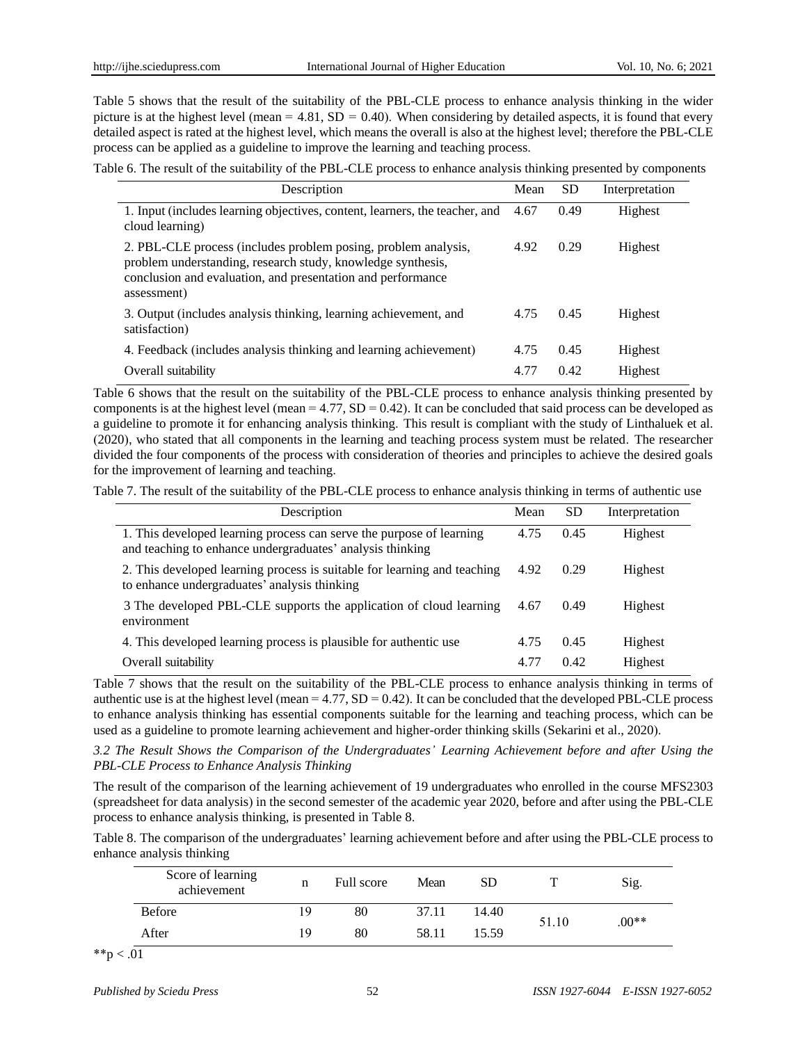Table 5 shows that the result of the suitability of the PBL-CLE process to enhance analysis thinking in the wider picture is at the highest level (mean = 4.81, SD = 0.40). When considering by detailed aspects, it is found that every detailed aspect is rated at the highest level, which means the overall is also at the highest level; therefore the PBL-CLE process can be applied as a guideline to improve the learning and teaching process.

Table 6. The result of the suitability of the PBL-CLE process to enhance analysis thinking presented by components

| Description | Mean | SD | Interpretation |
|---|---|---|---|
| 1. Input (includes learning objectives, content, learners, the teacher, and cloud learning) | 4.67 | 0.49 | Highest |
| 2. PBL-CLE process (includes problem posing, problem analysis, problem understanding, research study, knowledge synthesis, conclusion and evaluation, and presentation and performance assessment) | 4.92 | 0.29 | Highest |
| 3. Output (includes analysis thinking, learning achievement, and satisfaction) | 4.75 | 0.45 | Highest |
| 4. Feedback (includes analysis thinking and learning achievement) | 4.75 | 0.45 | Highest |
| Overall suitability | 4.77 | 0.42 | Highest |

Table 6 shows that the result on the suitability of the PBL-CLE process to enhance analysis thinking presented by components is at the highest level (mean = 4.77, SD = 0.42). It can be concluded that said process can be developed as a guideline to promote it for enhancing analysis thinking. This result is compliant with the study of Linthaluek et al. (2020), who stated that all components in the learning and teaching process system must be related. The researcher divided the four components of the process with consideration of theories and principles to achieve the desired goals for the improvement of learning and teaching.

Table 7. The result of the suitability of the PBL-CLE process to enhance analysis thinking in terms of authentic use

| Description | Mean | SD | Interpretation |
|---|---|---|---|
| 1. This developed learning process can serve the purpose of learning and teaching to enhance undergraduates' analysis thinking | 4.75 | 0.45 | Highest |
| 2. This developed learning process is suitable for learning and teaching to enhance undergraduates' analysis thinking | 4.92 | 0.29 | Highest |
| 3 The developed PBL-CLE supports the application of cloud learning environment | 4.67 | 0.49 | Highest |
| 4. This developed learning process is plausible for authentic use | 4.75 | 0.45 | Highest |
| Overall suitability | 4.77 | 0.42 | Highest |

Table 7 shows that the result on the suitability of the PBL-CLE process to enhance analysis thinking in terms of authentic use is at the highest level (mean = 4.77, SD = 0.42). It can be concluded that the developed PBL-CLE process to enhance analysis thinking has essential components suitable for the learning and teaching process, which can be used as a guideline to promote learning achievement and higher-order thinking skills (Sekarini et al., 2020).

### *3.2 The Result Shows the Comparison of the Undergraduates' Learning Achievement before and after Using the PBL-CLE Process to Enhance Analysis Thinking*

The result of the comparison of the learning achievement of 19 undergraduates who enrolled in the course MFS2303 (spreadsheet for data analysis) in the second semester of the academic year 2020, before and after using the PBL-CLE process to enhance analysis thinking, is presented in Table 8.

Table 8. The comparison of the undergraduates' learning achievement before and after using the PBL-CLE process to enhance analysis thinking

| Score of learning achievement | n | Full score | Mean | SD | T | Sig. |
|---|---|---|---|---|---|---|
| Before | 19 | 80 | 37.11 | 14.40 | 51.10 | .00** |
| After | 19 | 80 | 58.11 | 15.59 | | |

**$p < .01$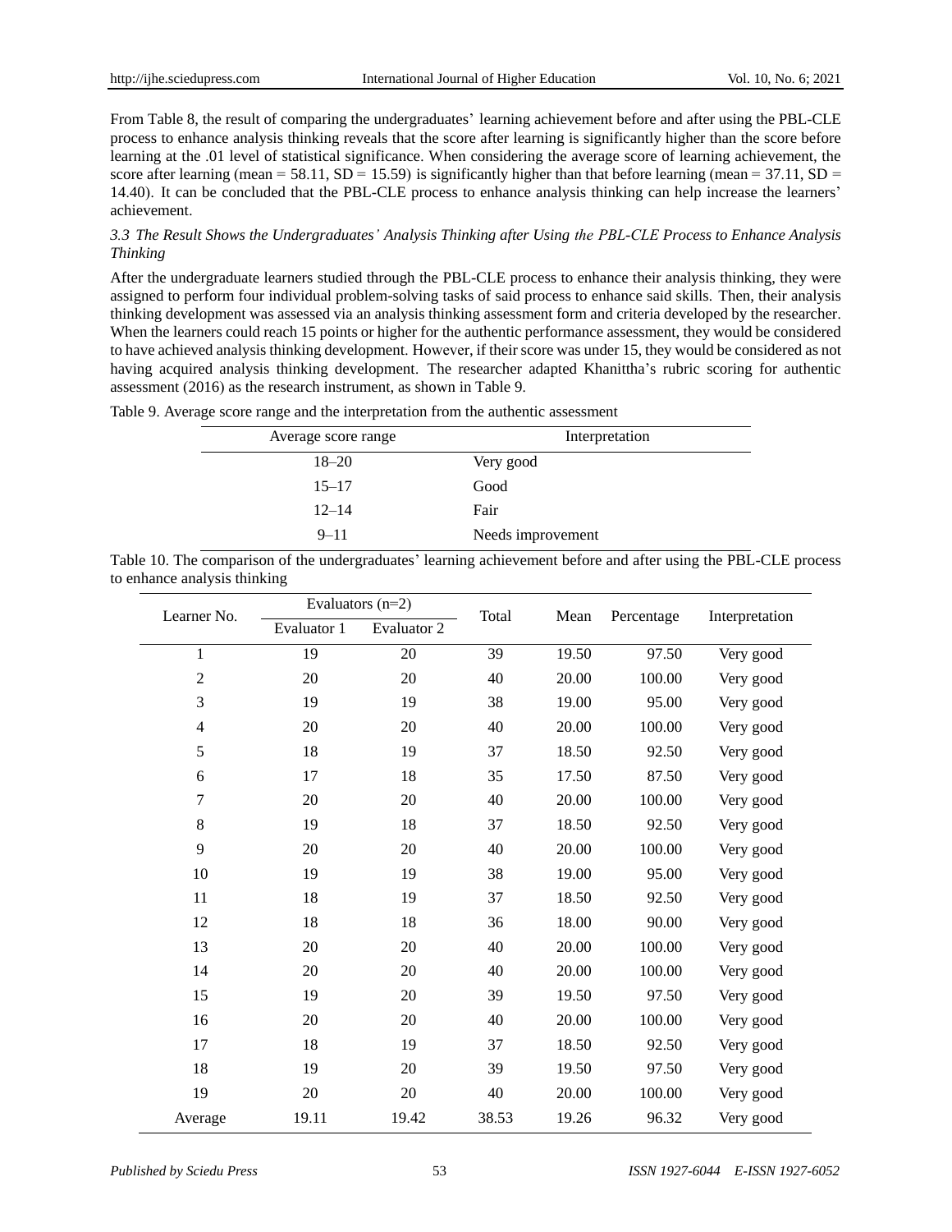From Table 8, the result of comparing the undergraduates' learning achievement before and after using the PBL-CLE process to enhance analysis thinking reveals that the score after learning is significantly higher than the score before learning at the .01 level of statistical significance. When considering the average score of learning achievement, the score after learning (mean = 58.11, SD = 15.59) is significantly higher than that before learning (mean = 37.11, SD = 14.40). It can be concluded that the PBL-CLE process to enhance analysis thinking can help increase the learners' achievement.

### *3.3 The Result Shows the Undergraduates' Analysis Thinking after Using the PBL-CLE Process to Enhance Analysis Thinking*

After the undergraduate learners studied through the PBL-CLE process to enhance their analysis thinking, they were assigned to perform four individual problem-solving tasks of said process to enhance said skills. Then, their analysis thinking development was assessed via an analysis thinking assessment form and criteria developed by the researcher. When the learners could reach 15 points or higher for the authentic performance assessment, they would be considered to have achieved analysis thinking development. However, if their score was under 15, they would be considered as not having acquired analysis thinking development. The researcher adapted Khanittha's rubric scoring for authentic assessment (2016) as the research instrument, as shown in Table 9.

Table 9. Average score range and the interpretation from the authentic assessment

| Average score range | Interpretation |
|---|---|
| 18–20 | Very good |
| 15–17 | Good |
| 12–14 | Fair |
| 9–11 | Needs improvement |

Table 10. The comparison of the undergraduates' learning achievement before and after using the PBL-CLE process to enhance analysis thinking

| Learner No. | Evaluators (n=2) | | Total | Mean | Percentage | Interpretation |
|---|---|---|---|---|---|---|
| | Evaluator 1 | Evaluator 2 | | | | |
| 1 | 19 | 20 | 39 | 19.50 | 97.50 | Very good |
| 2 | 20 | 20 | 40 | 20.00 | 100.00 | Very good |
| 3 | 19 | 19 | 38 | 19.00 | 95.00 | Very good |
| 4 | 20 | 20 | 40 | 20.00 | 100.00 | Very good |
| 5 | 18 | 19 | 37 | 18.50 | 92.50 | Very good |
| 6 | 17 | 18 | 35 | 17.50 | 87.50 | Very good |
| 7 | 20 | 20 | 40 | 20.00 | 100.00 | Very good |
| 8 | 19 | 18 | 37 | 18.50 | 92.50 | Very good |
| 9 | 20 | 20 | 40 | 20.00 | 100.00 | Very good |
| 10 | 19 | 19 | 38 | 19.00 | 95.00 | Very good |
| 11 | 18 | 19 | 37 | 18.50 | 92.50 | Very good |
| 12 | 18 | 18 | 36 | 18.00 | 90.00 | Very good |
| 13 | 20 | 20 | 40 | 20.00 | 100.00 | Very good |
| 14 | 20 | 20 | 40 | 20.00 | 100.00 | Very good |
| 15 | 19 | 20 | 39 | 19.50 | 97.50 | Very good |
| 16 | 20 | 20 | 40 | 20.00 | 100.00 | Very good |
| 17 | 18 | 19 | 37 | 18.50 | 92.50 | Very good |
| 18 | 19 | 20 | 39 | 19.50 | 97.50 | Very good |
| 19 | 20 | 20 | 40 | 20.00 | 100.00 | Very good |
| Average | 19.11 | 19.42 | 38.53 | 19.26 | 96.32 | Very good |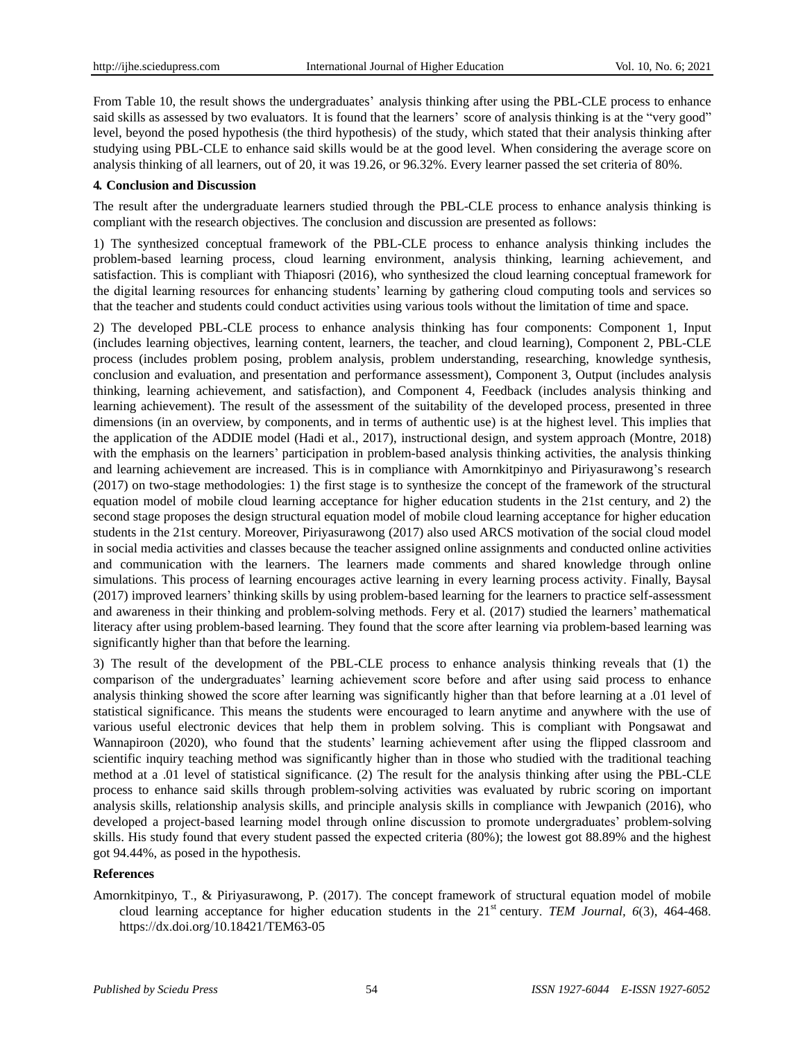From Table 10, the result shows the undergraduates' analysis thinking after using the PBL-CLE process to enhance said skills as assessed by two evaluators. It is found that the learners' score of analysis thinking is at the "very good" level, beyond the posed hypothesis (the third hypothesis) of the study, which stated that their analysis thinking after studying using PBL-CLE to enhance said skills would be at the good level. When considering the average score on analysis thinking of all learners, out of 20, it was 19.26, or 96.32%. Every learner passed the set criteria of 80%.

## 4. Conclusion and Discussion

The result after the undergraduate learners studied through the PBL-CLE process to enhance analysis thinking is compliant with the research objectives. The conclusion and discussion are presented as follows:

1) The synthesized conceptual framework of the PBL-CLE process to enhance analysis thinking includes the problem-based learning process, cloud learning environment, analysis thinking, learning achievement, and satisfaction. This is compliant with Thiaposri (2016), who synthesized the cloud learning conceptual framework for the digital learning resources for enhancing students' learning by gathering cloud computing tools and services so that the teacher and students could conduct activities using various tools without the limitation of time and space.

2) The developed PBL-CLE process to enhance analysis thinking has four components: Component 1, Input (includes learning objectives, learning content, learners, the teacher, and cloud learning), Component 2, PBL-CLE process (includes problem posing, problem analysis, problem understanding, researching, knowledge synthesis, conclusion and evaluation, and presentation and performance assessment), Component 3, Output (includes analysis thinking, learning achievement, and satisfaction), and Component 4, Feedback (includes analysis thinking and learning achievement). The result of the assessment of the suitability of the developed process, presented in three dimensions (in an overview, by components, and in terms of authentic use) is at the highest level. This implies that the application of the ADDIE model (Hadi et al., 2017), instructional design, and system approach (Montre, 2018) with the emphasis on the learners' participation in problem-based analysis thinking activities, the analysis thinking and learning achievement are increased. This is in compliance with Amornkitpinyo and Piriyasurawong's research (2017) on two-stage methodologies: 1) the first stage is to synthesize the concept of the framework of the structural equation model of mobile cloud learning acceptance for higher education students in the 21st century, and 2) the second stage proposes the design structural equation model of mobile cloud learning acceptance for higher education students in the 21st century. Moreover, Piriyasurawong (2017) also used ARCS motivation of the social cloud model in social media activities and classes because the teacher assigned online assignments and conducted online activities and communication with the learners. The learners made comments and shared knowledge through online simulations. This process of learning encourages active learning in every learning process activity. Finally, Baysal (2017) improved learners' thinking skills by using problem-based learning for the learners to practice self-assessment and awareness in their thinking and problem-solving methods. Fery et al. (2017) studied the learners' mathematical literacy after using problem-based learning. They found that the score after learning via problem-based learning was significantly higher than that before the learning.

3) The result of the development of the PBL-CLE process to enhance analysis thinking reveals that (1) the comparison of the undergraduates' learning achievement score before and after using said process to enhance analysis thinking showed the score after learning was significantly higher than that before learning at a .01 level of statistical significance. This means the students were encouraged to learn anytime and anywhere with the use of various useful electronic devices that help them in problem solving. This is compliant with Pongsawat and Wannapiroon (2020), who found that the students' learning achievement after using the flipped classroom and scientific inquiry teaching method was significantly higher than in those who studied with the traditional teaching method at a .01 level of statistical significance. (2) The result for the analysis thinking after using the PBL-CLE process to enhance said skills through problem-solving activities was evaluated by rubric scoring on important analysis skills, relationship analysis skills, and principle analysis skills in compliance with Jewpanich (2016), who developed a project-based learning model through online discussion to promote undergraduates' problem-solving skills. His study found that every student passed the expected criteria (80%); the lowest got 88.89% and the highest got 94.44%, as posed in the hypothesis.

## References

Amornkitpinyo, T., & Piriyasurawong, P. (2017). The concept framework of structural equation model of mobile cloud learning acceptance for higher education students in the 21st century. *TEM Journal, 6*(3), 464-468. https://dx.doi.org/10.18421/TEM63-05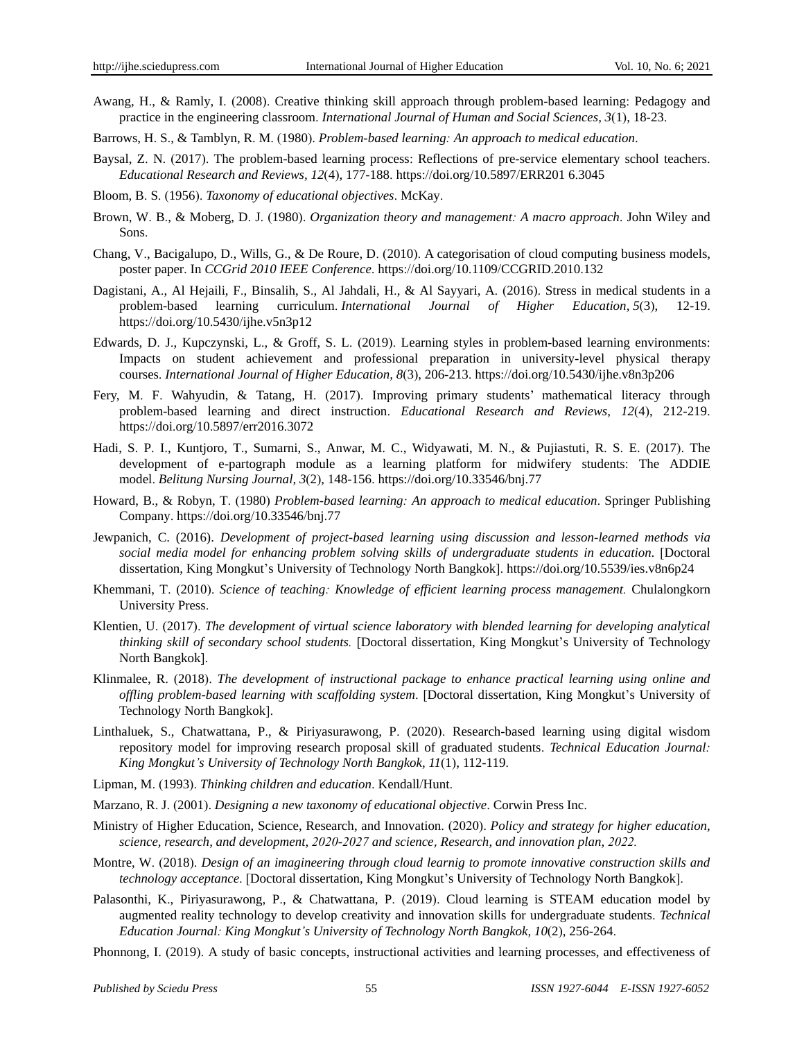Awang, H., & Ramly, I. (2008). Creative thinking skill approach through problem-based learning: Pedagogy and practice in the engineering classroom. *International Journal of Human and Social Sciences, 3*(1), 18-23.

Barrows, H. S., & Tamblyn, R. M. (1980). *Problem-based learning: An approach to medical education*.

Baysal, Z. N. (2017). The problem-based learning process: Reflections of pre-service elementary school teachers. *Educational Research and Reviews, 12*(4), 177-188. https://doi.org/10.5897/ERR201 6.3045

Bloom, B. S. (1956). *Taxonomy of educational objectives*. McKay.

Brown, W. B., & Moberg, D. J. (1980). *Organization theory and management: A macro approach*. John Wiley and Sons.

Chang, V., Bacigalupo, D., Wills, G., & De Roure, D. (2010). A categorisation of cloud computing business models, poster paper. In *CCGrid 2010 IEEE Conference*. https://doi.org/10.1109/CCGRID.2010.132

Dagistani, A., Al Hejaili, F., Binsalih, S., Al Jahdali, H., & Al Sayyari, A. (2016). Stress in medical students in a problem-based learning curriculum. *International Journal of Higher Education, 5*(3), 12-19. https://doi.org/10.5430/ijhe.v5n3p12

Edwards, D. J., Kupczynski, L., & Groff, S. L. (2019). Learning styles in problem-based learning environments: Impacts on student achievement and professional preparation in university-level physical therapy courses. *International Journal of Higher Education, 8*(3), 206-213. https://doi.org/10.5430/ijhe.v8n3p206

Fery, M. F. Wahyudin, & Tatang, H. (2017). Improving primary students' mathematical literacy through problem-based learning and direct instruction. *Educational Research and Reviews, 12*(4), 212-219. https://doi.org/10.5897/err2016.3072

Hadi, S. P. I., Kuntjoro, T., Sumarni, S., Anwar, M. C., Widyawati, M. N., & Pujiastuti, R. S. E. (2017). The development of e-partograph module as a learning platform for midwifery students: The ADDIE model. *Belitung Nursing Journal, 3*(2), 148-156. https://doi.org/10.33546/bnj.77

Howard, B., & Robyn, T. (1980) *Problem-based learning: An approach to medical education*. Springer Publishing Company. https://doi.org/10.33546/bnj.77

Jewpanich, C. (2016). *Development of project-based learning using discussion and lesson-learned methods via social media model for enhancing problem solving skills of undergraduate students in education*. [Doctoral dissertation, King Mongkut's University of Technology North Bangkok]. https://doi.org/10.5539/ies.v8n6p24

Khemmani, T. (2010). *Science of teaching: Knowledge of efficient learning process management.* Chulalongkorn University Press.

Klentien, U. (2017). *The development of virtual science laboratory with blended learning for developing analytical thinking skill of secondary school students.* [Doctoral dissertation, King Mongkut's University of Technology North Bangkok].

Klinmalee, R. (2018). *The development of instructional package to enhance practical learning using online and offling problem-based learning with scaffolding system*. [Doctoral dissertation, King Mongkut's University of Technology North Bangkok].

Linthaluek, S., Chatwattana, P., & Piriyasurawong, P. (2020). Research-based learning using digital wisdom repository model for improving research proposal skill of graduated students. *Technical Education Journal: King Mongkut's University of Technology North Bangkok, 11*(1), 112-119.

Lipman, M. (1993). *Thinking children and education*. Kendall/Hunt.

Marzano, R. J. (2001). *Designing a new taxonomy of educational objective*. Corwin Press Inc.

Ministry of Higher Education, Science, Research, and Innovation. (2020). *Policy and strategy for higher education, science, research, and development, 2020-2027 and science, Research, and innovation plan, 2022.*

Montre, W. (2018). *Design of an imagineering through cloud learnig to promote innovative construction skills and technology acceptance*. [Doctoral dissertation, King Mongkut's University of Technology North Bangkok].

Palasonthi, K., Piriyasurawong, P., & Chatwattana, P. (2019). Cloud learning is STEAM education model by augmented reality technology to develop creativity and innovation skills for undergraduate students. *Technical Education Journal: King Mongkut's University of Technology North Bangkok, 10*(2), 256-264.

Phonnong, I. (2019). A study of basic concepts, instructional activities and learning processes, and effectiveness of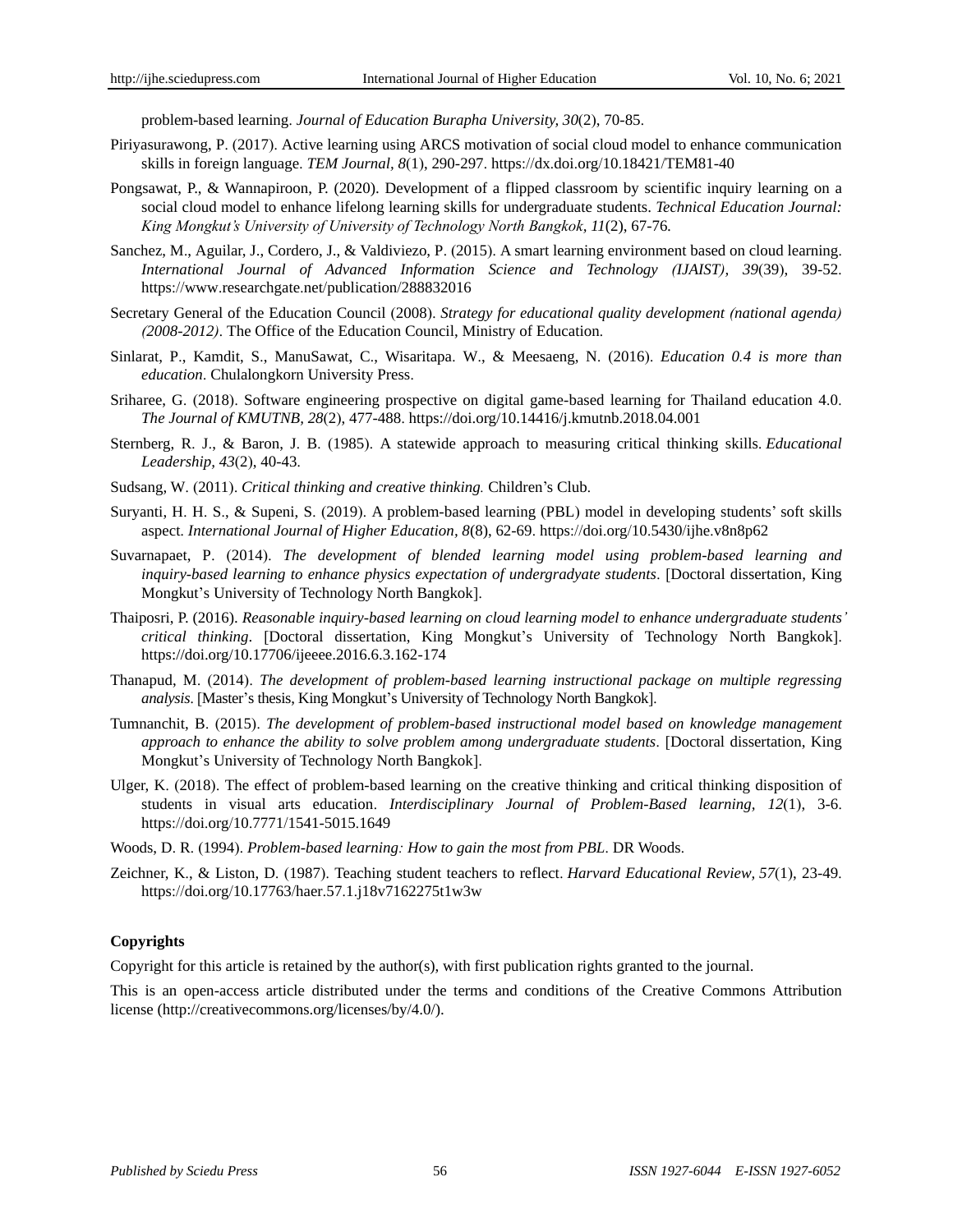problem-based learning. *Journal of Education Burapha University, 30*(2), 70-85.

Piriyasurawong, P. (2017). Active learning using ARCS motivation of social cloud model to enhance communication skills in foreign language. *TEM Journal, 8*(1), 290-297. https://dx.doi.org/10.18421/TEM81-40

Pongsawat, P., & Wannapiroon, P. (2020). Development of a flipped classroom by scientific inquiry learning on a social cloud model to enhance lifelong learning skills for undergraduate students. *Technical Education Journal: King Mongkut's University of University of Technology North Bangkok, 11*(2), 67-76.

Sanchez, M., Aguilar, J., Cordero, J., & Valdiviezo, P. (2015). A smart learning environment based on cloud learning. *International Journal of Advanced Information Science and Technology (IJAIST), 39*(39), 39-52. https://www.researchgate.net/publication/288832016

Secretary General of the Education Council (2008). *Strategy for educational quality development (national agenda) (2008-2012)*. The Office of the Education Council, Ministry of Education.

Sinlarat, P., Kamdit, S., ManuSawat, C., Wisaritapa. W., & Meesaeng, N. (2016). *Education 0.4 is more than education*. Chulalongkorn University Press.

Sriharee, G. (2018). Software engineering prospective on digital game-based learning for Thailand education 4.0. *The Journal of KMUTNB, 28*(2), 477-488. https://doi.org/10.14416/j.kmutnb.2018.04.001

Sternberg, R. J., & Baron, J. B. (1985). A statewide approach to measuring critical thinking skills. *Educational Leadership, 43*(2), 40-43.

Sudsang, W. (2011). *Critical thinking and creative thinking.* Children's Club.

Suryanti, H. H. S., & Supeni, S. (2019). A problem-based learning (PBL) model in developing students' soft skills aspect. *International Journal of Higher Education, 8*(8), 62-69. https://doi.org/10.5430/ijhe.v8n8p62

Suvarnapaet, P. (2014). *The development of blended learning model using problem-based learning and inquiry-based learning to enhance physics expectation of undergradyate students*. [Doctoral dissertation, King Mongkut's University of Technology North Bangkok].

Thaiposri, P. (2016). *Reasonable inquiry-based learning on cloud learning model to enhance undergraduate students' critical thinking*. [Doctoral dissertation, King Mongkut's University of Technology North Bangkok]. https://doi.org/10.17706/ijeeee.2016.6.3.162-174

Thanapud, M. (2014). *The development of problem-based learning instructional package on multiple regressing analysis*. [Master's thesis, King Mongkut's University of Technology North Bangkok].

Tumnanchit, B. (2015). *The development of problem-based instructional model based on knowledge management approach to enhance the ability to solve problem among undergraduate students*. [Doctoral dissertation, King Mongkut's University of Technology North Bangkok].

Ulger, K. (2018). The effect of problem-based learning on the creative thinking and critical thinking disposition of students in visual arts education. *Interdisciplinary Journal of Problem-Based learning, 12*(1), 3-6. https://doi.org/10.7771/1541-5015.1649

Woods, D. R. (1994). *Problem-based learning: How to gain the most from PBL*. DR Woods.

Zeichner, K., & Liston, D. (1987). Teaching student teachers to reflect. *Harvard Educational Review, 57*(1), 23-49. https://doi.org/10.17763/haer.57.1.j18v7162275t1w3w

## Copyrights

Copyright for this article is retained by the author(s), with first publication rights granted to the journal.

This is an open-access article distributed under the terms and conditions of the Creative Commons Attribution license (http://creativecommons.org/licenses/by/4.0/).